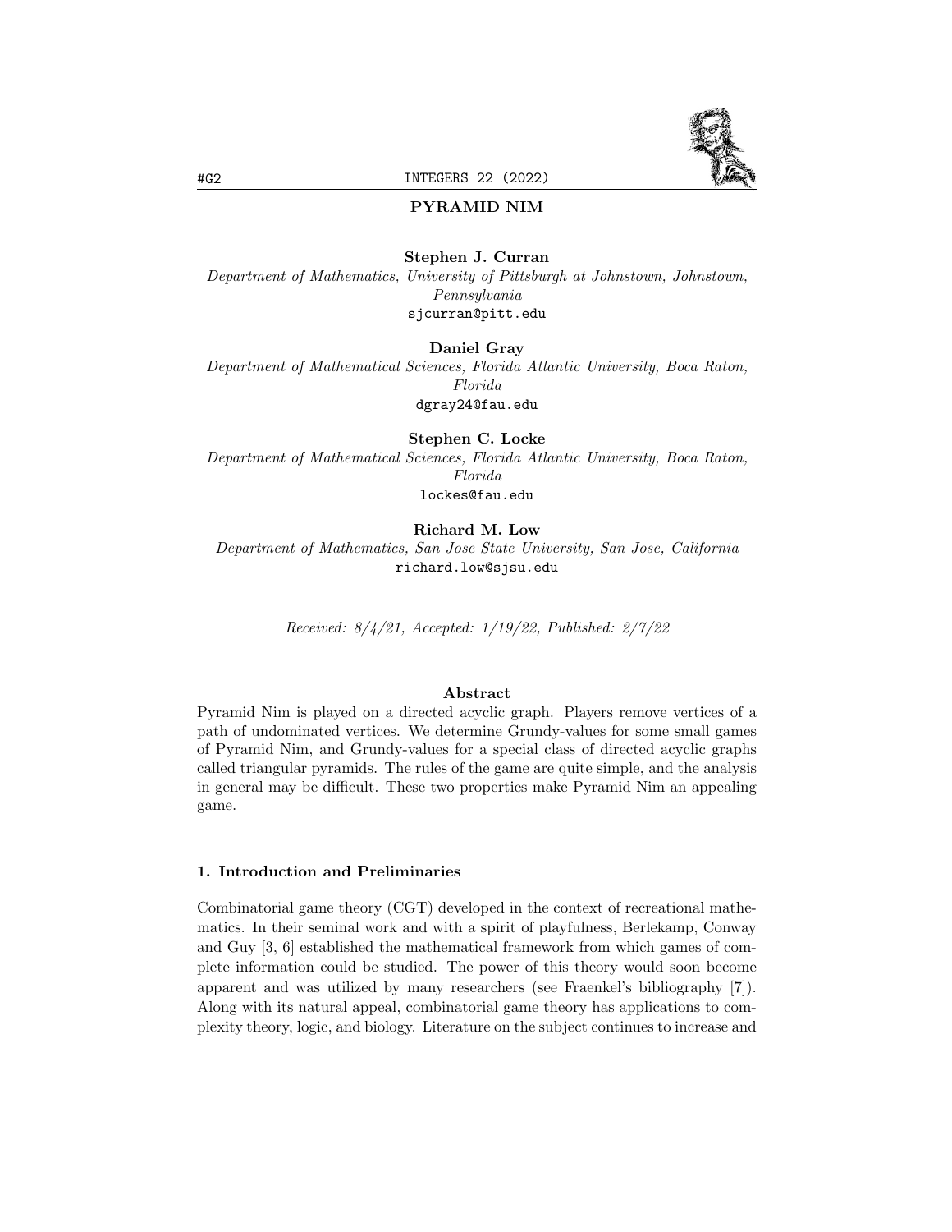# PYRAMID NIM

**Stephen J. Curran**
*Department of Mathematics, University of Pittsburgh at Johnstown, Johnstown, Pennsylvania*
sjcurran@pitt.edu

**Daniel Gray**
*Department of Mathematical Sciences, Florida Atlantic University, Boca Raton, Florida*
dgray24@fau.edu

**Stephen C. Locke**
*Department of Mathematical Sciences, Florida Atlantic University, Boca Raton, Florida*
lockes@fau.edu

**Richard M. Low**
*Department of Mathematics, San Jose State University, San Jose, California*
richard.low@sjsu.edu

*Received: 8/4/21, Accepted: 1/19/22, Published: 2/7/22*

## Abstract

Pyramid Nim is played on a directed acyclic graph. Players remove vertices of a path of undominated vertices. We determine Grundy-values for some small games of Pyramid Nim, and Grundy-values for a special class of directed acyclic graphs called triangular pyramids. The rules of the game are quite simple, and the analysis in general may be difficult. These two properties make Pyramid Nim an appealing game.

## 1. Introduction and Preliminaries

Combinatorial game theory (CGT) developed in the context of recreational mathematics. In their seminal work and with a spirit of playfulness, Berlekamp, Conway and Guy [3, 6] established the mathematical framework from which games of complete information could be studied. The power of this theory would soon become apparent and was utilized by many researchers (see Fraenkel's bibliography [7]). Along with its natural appeal, combinatorial game theory has applications to complexity theory, logic, and biology. Literature on the subject continues to increase and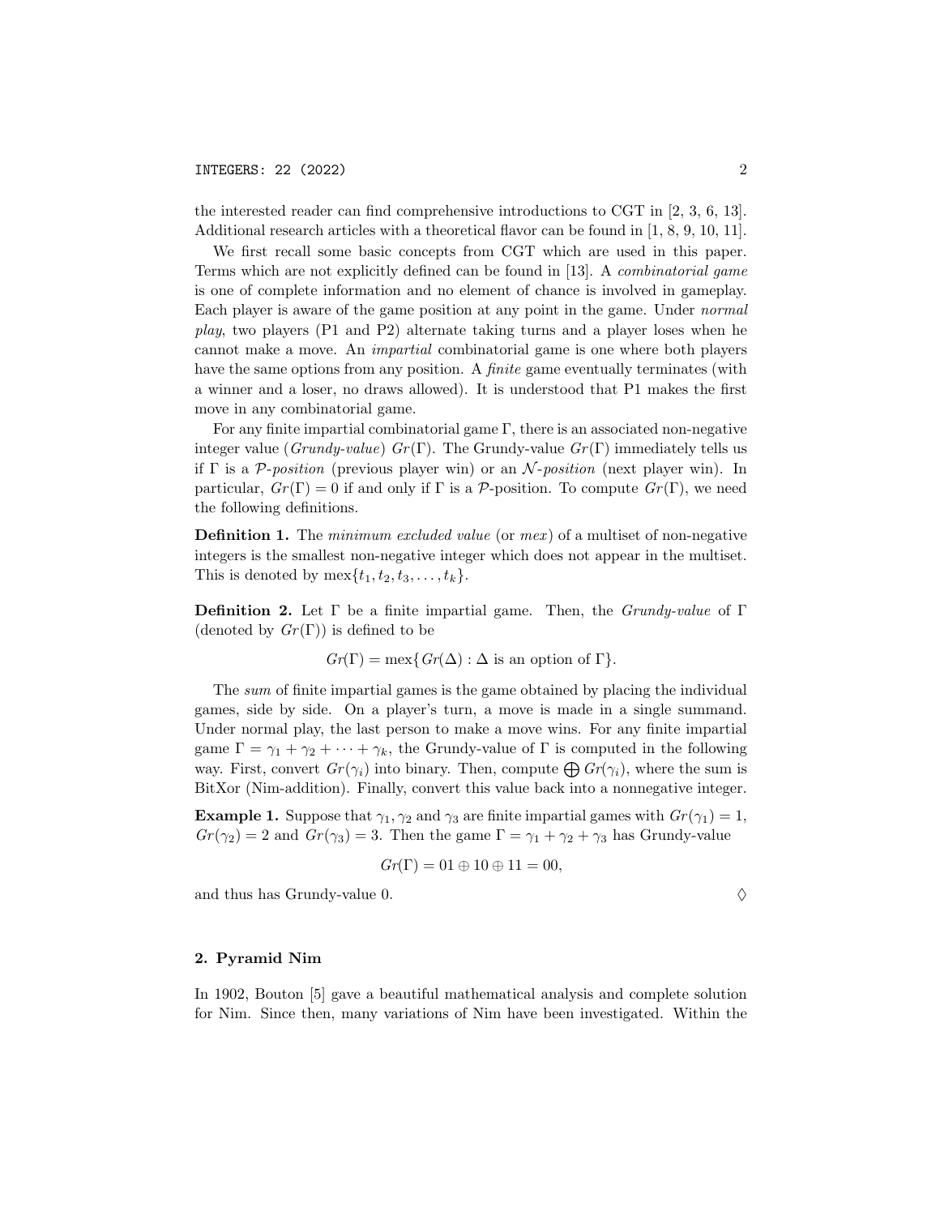the interested reader can find comprehensive introductions to CGT in [2, 3, 6, 13]. Additional research articles with a theoretical flavor can be found in [1, 8, 9, 10, 11].

We first recall some basic concepts from CGT which are used in this paper. Terms which are not explicitly defined can be found in [13]. A *combinatorial game* is one of complete information and no element of chance is involved in gameplay. Each player is aware of the game position at any point in the game. Under *normal play*, two players (P1 and P2) alternate taking turns and a player loses when he cannot make a move. An *impartial* combinatorial game is one where both players have the same options from any position. A *finite* game eventually terminates (with a winner and a loser, no draws allowed). It is understood that P1 makes the first move in any combinatorial game.

For any finite impartial combinatorial game $\Gamma$, there is an associated non-negative integer value (*Grundy-value*) $Gr(\Gamma)$. The Grundy-value $Gr(\Gamma)$ immediately tells us if $\Gamma$ is a $\mathcal{P}$-*position* (previous player win) or an $\mathcal{N}$-*position* (next player win). In particular, $Gr(\Gamma) = 0$ if and only if $\Gamma$ is a $\mathcal{P}$-position. To compute $Gr(\Gamma)$, we need the following definitions.

**Definition 1.** The *minimum excluded value* (or *mex*) of a multiset of non-negative integers is the smallest non-negative integer which does not appear in the multiset. This is denoted by $\text{mex}\{t_1, t_2, t_3, \ldots, t_k\}$.

**Definition 2.** Let $\Gamma$ be a finite impartial game. Then, the *Grundy-value* of $\Gamma$ (denoted by $Gr(\Gamma)$) is defined to be

$$Gr(\Gamma) = \text{mex}\{Gr(\Delta) : \Delta \text{ is an option of } \Gamma\}.$$

The *sum* of finite impartial games is the game obtained by placing the individual games, side by side. On a player's turn, a move is made in a single summand. Under normal play, the last person to make a move wins. For any finite impartial game $\Gamma = \gamma_1 + \gamma_2 + \cdots + \gamma_k$, the Grundy-value of $\Gamma$ is computed in the following way. First, convert $Gr(\gamma_i)$ into binary. Then, compute $\bigoplus Gr(\gamma_i)$, where the sum is BitXor (Nim-addition). Finally, convert this value back into a nonnegative integer.

**Example 1.** Suppose that $\gamma_1, \gamma_2$ and $\gamma_3$ are finite impartial games with $Gr(\gamma_1) = 1$, $Gr(\gamma_2) = 2$ and $Gr(\gamma_3) = 3$. Then the game $\Gamma = \gamma_1 + \gamma_2 + \gamma_3$ has Grundy-value

$$Gr(\Gamma) = 01 \oplus 10 \oplus 11 = 00,$$

and thus has Grundy-value 0. $\lozenge$

## 2. Pyramid Nim

In 1902, Bouton [5] gave a beautiful mathematical analysis and complete solution for Nim. Since then, many variations of Nim have been investigated. Within the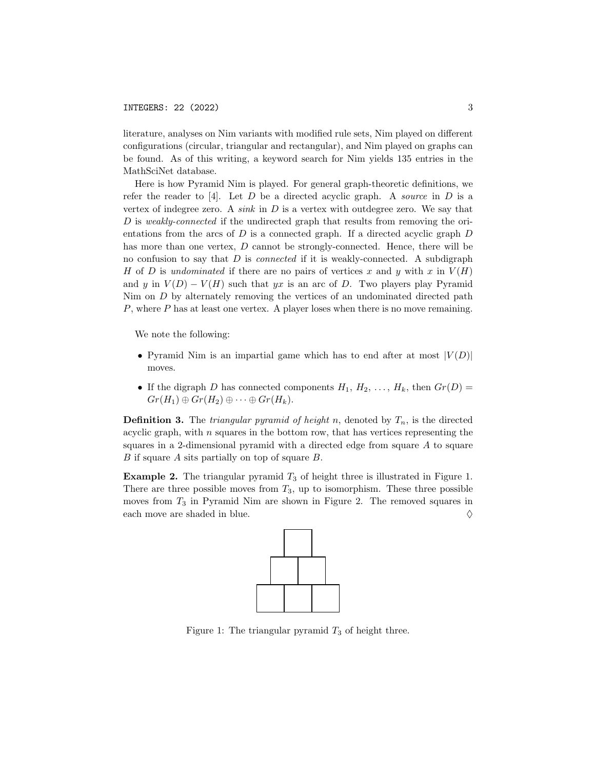literature, analyses on Nim variants with modified rule sets, Nim played on different configurations (circular, triangular and rectangular), and Nim played on graphs can be found. As of this writing, a keyword search for Nim yields 135 entries in the MathSciNet database.

Here is how Pyramid Nim is played. For general graph-theoretic definitions, we refer the reader to [4]. Let $D$ be a directed acyclic graph. A *source* in $D$ is a vertex of indegree zero. A *sink* in $D$ is a vertex with outdegree zero. We say that $D$ is *weakly-connected* if the undirected graph that results from removing the orientations from the arcs of $D$ is a connected graph. If a directed acyclic graph $D$ has more than one vertex, $D$ cannot be strongly-connected. Hence, there will be no confusion to say that $D$ is *connected* if it is weakly-connected. A subdigraph $H$ of $D$ is *undominated* if there are no pairs of vertices $x$ and $y$ with $x$ in $V(H)$ and $y$ in $V(D) - V(H)$ such that $yx$ is an arc of $D$. Two players play Pyramid Nim on $D$ by alternately removing the vertices of an undominated directed path $P$, where $P$ has at least one vertex. A player loses when there is no move remaining.

We note the following:

- Pyramid Nim is an impartial game which has to end after at most $|V(D)|$ moves.
- If the digraph $D$ has connected components $H_1, H_2, \ldots, H_k$, then $Gr(D) = Gr(H_1) \oplus Gr(H_2) \oplus \cdots \oplus Gr(H_k)$.

**Definition 3.** The *triangular pyramid of height* $n$, denoted by $T_n$, is the directed acyclic graph, with $n$ squares in the bottom row, that has vertices representing the squares in a 2-dimensional pyramid with a directed edge from square $A$ to square $B$ if square $A$ sits partially on top of square $B$.

**Example 2.** The triangular pyramid $T_3$ of height three is illustrated in Figure 1. There are three possible moves from $T_3$, up to isomorphism. These three possible moves from $T_3$ in Pyramid Nim are shown in Figure 2. The removed squares in each move are shaded in blue. ♢

Figure 1: The triangular pyramid $T_3$ of height three.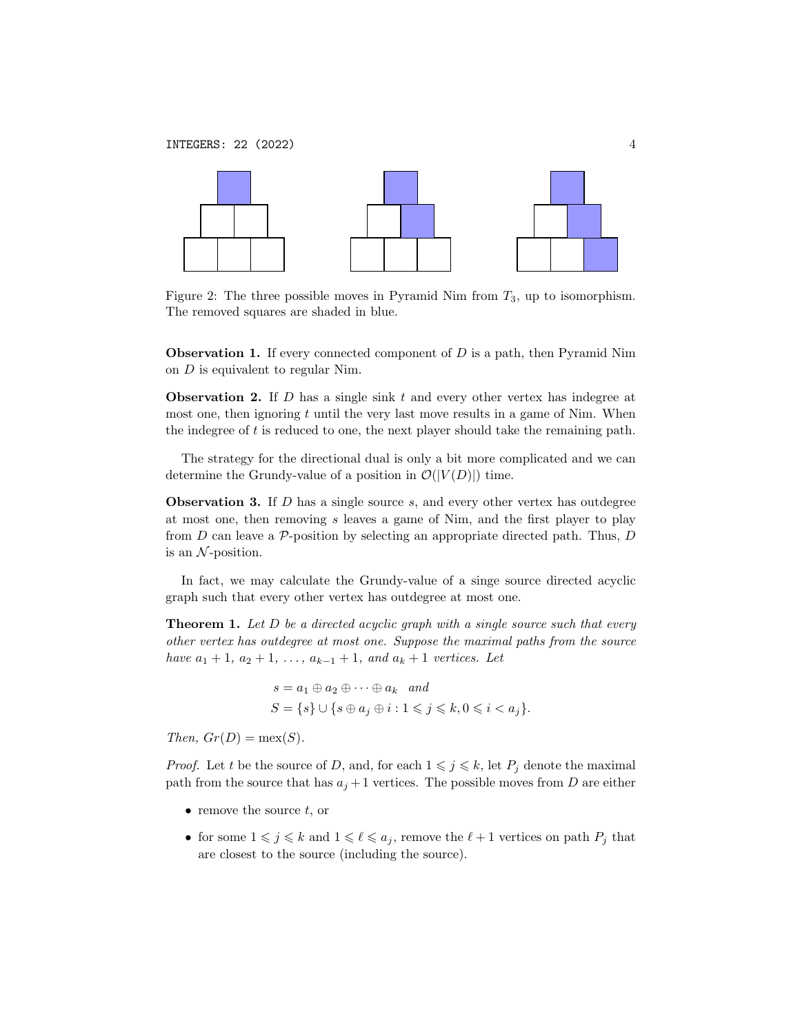Figure 2: The three possible moves in Pyramid Nim from $T_3$, up to isomorphism. The removed squares are shaded in blue.

**Observation 1.** If every connected component of $D$ is a path, then Pyramid Nim on $D$ is equivalent to regular Nim.

**Observation 2.** If $D$ has a single sink $t$ and every other vertex has indegree at most one, then ignoring $t$ until the very last move results in a game of Nim. When the indegree of $t$ is reduced to one, the next player should take the remaining path.

The strategy for the directional dual is only a bit more complicated and we can determine the Grundy-value of a position in $\mathcal{O}(|V(D)|)$ time.

**Observation 3.** If $D$ has a single source $s$, and every other vertex has outdegree at most one, then removing $s$ leaves a game of Nim, and the first player to play from $D$ can leave a $\mathcal{P}$-position by selecting an appropriate directed path. Thus, $D$ is an $\mathcal{N}$-position.

In fact, we may calculate the Grundy-value of a singe source directed acyclic graph such that every other vertex has outdegree at most one.

**Theorem 1.** *Let $D$ be a directed acyclic graph with a single source such that every other vertex has outdegree at most one. Suppose the maximal paths from the source have $a_1+1$, $a_2+1$, $\ldots$, $a_{k-1}+1$, and $a_k+1$ vertices. Let*

$$s = a_1 \oplus a_2 \oplus \cdots \oplus a_k \quad \textit{and}$$
$$S = \{s\} \cup \{s \oplus a_j \oplus i : 1 \leqslant j \leqslant k, 0 \leqslant i < a_j\}.$$

*Then, $Gr(D) = \text{mex}(S)$.*

*Proof.* Let $t$ be the source of $D$, and, for each $1 \leqslant j \leqslant k$, let $P_j$ denote the maximal path from the source that has $a_j+1$ vertices. The possible moves from $D$ are either

- remove the source $t$, or
- for some $1 \leqslant j \leqslant k$ and $1 \leqslant \ell \leqslant a_j$, remove the $\ell+1$ vertices on path $P_j$ that are closest to the source (including the source).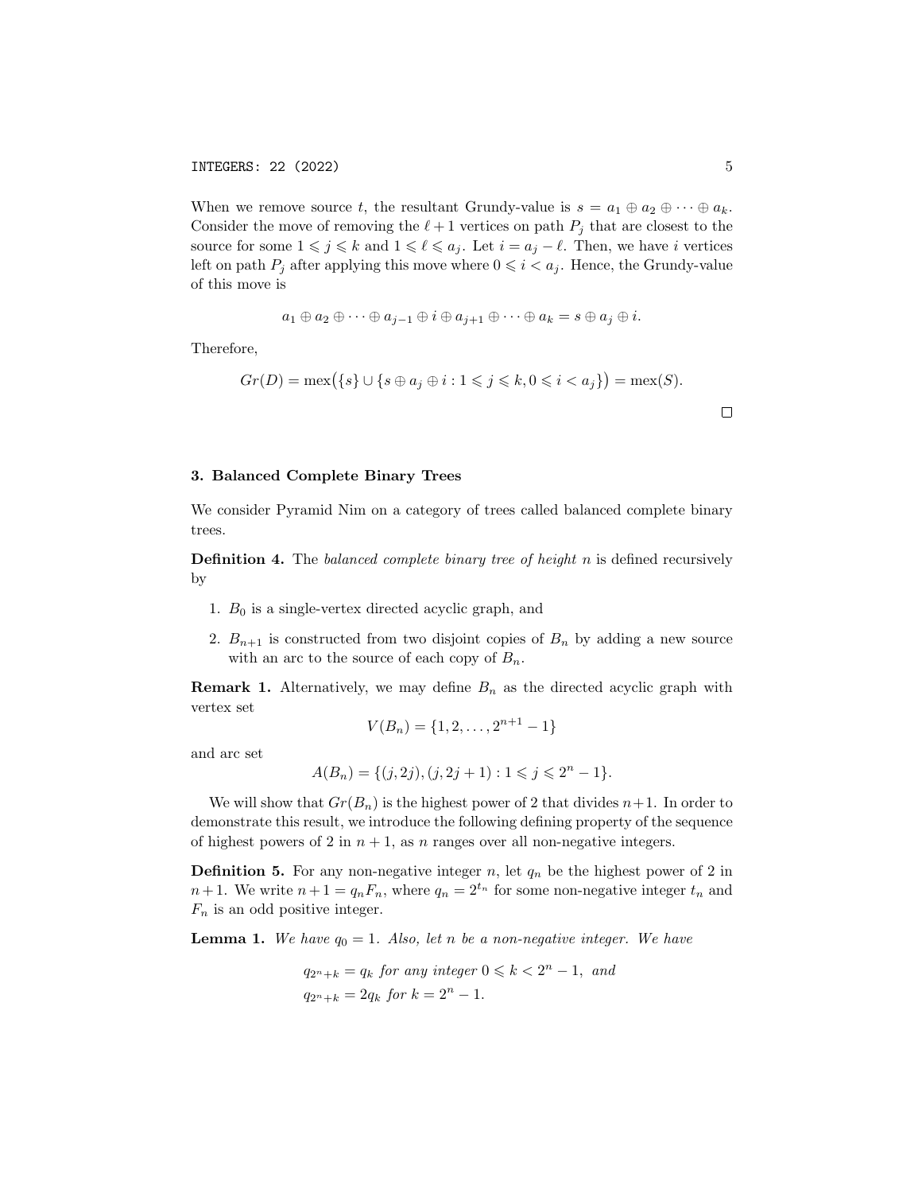When we remove source $t$, the resultant Grundy-value is $s = a_1 \oplus a_2 \oplus \cdots \oplus a_k$. Consider the move of removing the $\ell + 1$ vertices on path $P_j$ that are closest to the source for some $1 \leqslant j \leqslant k$ and $1 \leqslant \ell \leqslant a_j$. Let $i = a_j - \ell$. Then, we have $i$ vertices left on path $P_j$ after applying this move where $0 \leqslant i < a_j$. Hence, the Grundy-value of this move is

$$a_1 \oplus a_2 \oplus \cdots \oplus a_{j-1} \oplus i \oplus a_{j+1} \oplus \cdots \oplus a_k = s \oplus a_j \oplus i.$$

Therefore,

$$Gr(D) = \operatorname{mex}\big(\{s\} \cup \{s \oplus a_j \oplus i : 1 \leqslant j \leqslant k, 0 \leqslant i < a_j\}\big) = \operatorname{mex}(S).$$

□

### 3. Balanced Complete Binary Trees

We consider Pyramid Nim on a category of trees called balanced complete binary trees.

**Definition 4.** The *balanced complete binary tree of height* $n$ is defined recursively by

1. $B_0$ is a single-vertex directed acyclic graph, and
2. $B_{n+1}$ is constructed from two disjoint copies of $B_n$ by adding a new source with an arc to the source of each copy of $B_n$.

**Remark 1.** Alternatively, we may define $B_n$ as the directed acyclic graph with vertex set

$$V(B_n) = \{1, 2, \ldots, 2^{n+1} - 1\}$$

and arc set

$$A(B_n) = \{(j, 2j), (j, 2j+1) : 1 \leqslant j \leqslant 2^n - 1\}.$$

We will show that $Gr(B_n)$ is the highest power of 2 that divides $n+1$. In order to demonstrate this result, we introduce the following defining property of the sequence of highest powers of 2 in $n+1$, as $n$ ranges over all non-negative integers.

**Definition 5.** For any non-negative integer $n$, let $q_n$ be the highest power of 2 in $n+1$. We write $n+1 = q_n F_n$, where $q_n = 2^{t_n}$ for some non-negative integer $t_n$ and $F_n$ is an odd positive integer.

**Lemma 1.** *We have* $q_0 = 1$*. Also, let* $n$ *be a non-negative integer. We have*

$$q_{2^n+k} = q_k \text{ for any integer } 0 \leqslant k < 2^n - 1, \text{ and}$$
$$q_{2^n+k} = 2q_k \text{ for } k = 2^n - 1.$$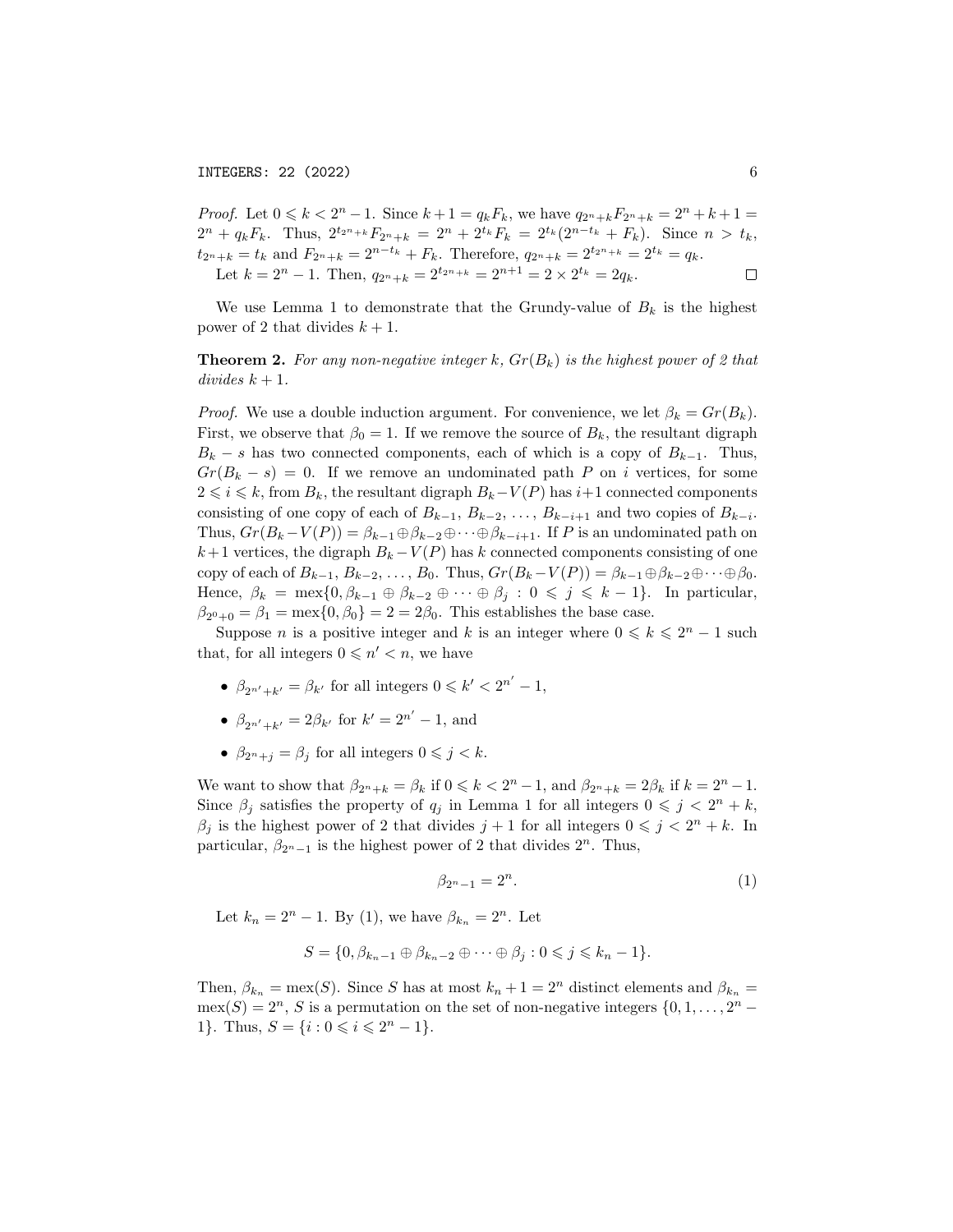*Proof.* Let $0 \leqslant k < 2^n - 1$. Since $k+1 = q_k F_k$, we have $q_{2^n+k} F_{2^n+k} = 2^n + k + 1 = 2^n + q_k F_k$. Thus, $2^{t_{2^n+k}} F_{2^n+k} = 2^n + 2^{t_k} F_k = 2^{t_k}(2^{n-t_k} + F_k)$. Since $n > t_k$, $t_{2^n+k} = t_k$ and $F_{2^n+k} = 2^{n-t_k} + F_k$. Therefore, $q_{2^n+k} = 2^{t_{2^n+k}} = 2^{t_k} = q_k$.

Let $k = 2^n - 1$. Then, $q_{2^n+k} = 2^{t_{2^n+k}} = 2^{n+1} = 2 \times 2^{t_k} = 2q_k$. $\square$

We use Lemma 1 to demonstrate that the Grundy-value of $B_k$ is the highest power of 2 that divides $k+1$.

**Theorem 2.** *For any non-negative integer $k$, $Gr(B_k)$ is the highest power of 2 that divides $k+1$.*

*Proof.* We use a double induction argument. For convenience, we let $\beta_k = Gr(B_k)$. First, we observe that $\beta_0 = 1$. If we remove the source of $B_k$, the resultant digraph $B_k - s$ has two connected components, each of which is a copy of $B_{k-1}$. Thus, $Gr(B_k - s) = 0$. If we remove an undominated path $P$ on $i$ vertices, for some $2 \leqslant i \leqslant k$, from $B_k$, the resultant digraph $B_k - V(P)$ has $i+1$ connected components consisting of one copy of each of $B_{k-1}, B_{k-2}, \ldots, B_{k-i+1}$ and two copies of $B_{k-i}$. Thus, $Gr(B_k - V(P)) = \beta_{k-1} \oplus \beta_{k-2} \oplus \cdots \oplus \beta_{k-i+1}$. If $P$ is an undominated path on $k+1$ vertices, the digraph $B_k - V(P)$ has $k$ connected components consisting of one copy of each of $B_{k-1}, B_{k-2}, \ldots, B_0$. Thus, $Gr(B_k - V(P)) = \beta_{k-1} \oplus \beta_{k-2} \oplus \cdots \oplus \beta_0$. Hence, $\beta_k = \text{mex}\{0, \beta_{k-1} \oplus \beta_{k-2} \oplus \cdots \oplus \beta_j : 0 \leqslant j \leqslant k-1\}$. In particular, $\beta_{2^0+0} = \beta_1 = \text{mex}\{0, \beta_0\} = 2 = 2\beta_0$. This establishes the base case.

Suppose $n$ is a positive integer and $k$ is an integer where $0 \leqslant k \leqslant 2^n - 1$ such that, for all integers $0 \leqslant n' < n$, we have

- $\beta_{2^{n'}+k'} = \beta_{k'}$ for all integers $0 \leqslant k' < 2^{n'} - 1$,
- $\beta_{2^{n'}+k'} = 2\beta_{k'}$ for $k' = 2^{n'} - 1$, and
- $\beta_{2^n+j} = \beta_j$ for all integers $0 \leqslant j < k$.

We want to show that $\beta_{2^n+k} = \beta_k$ if $0 \leqslant k < 2^n - 1$, and $\beta_{2^n+k} = 2\beta_k$ if $k = 2^n - 1$. Since $\beta_j$ satisfies the property of $q_j$ in Lemma 1 for all integers $0 \leqslant j < 2^n + k$, $\beta_j$ is the highest power of 2 that divides $j+1$ for all integers $0 \leqslant j < 2^n + k$. In particular, $\beta_{2^n-1}$ is the highest power of 2 that divides $2^n$. Thus,

$$\beta_{2^n-1} = 2^n. \tag{1}$$

Let $k_n = 2^n - 1$. By (1), we have $\beta_{k_n} = 2^n$. Let

$$S = \{0, \beta_{k_n-1} \oplus \beta_{k_n-2} \oplus \cdots \oplus \beta_j : 0 \leqslant j \leqslant k_n - 1\}.$$

Then, $\beta_{k_n} = \text{mex}(S)$. Since $S$ has at most $k_n + 1 = 2^n$ distinct elements and $\beta_{k_n} = \text{mex}(S) = 2^n$, $S$ is a permutation on the set of non-negative integers $\{0, 1, \ldots, 2^n - 1\}$. Thus, $S = \{i : 0 \leqslant i \leqslant 2^n - 1\}$.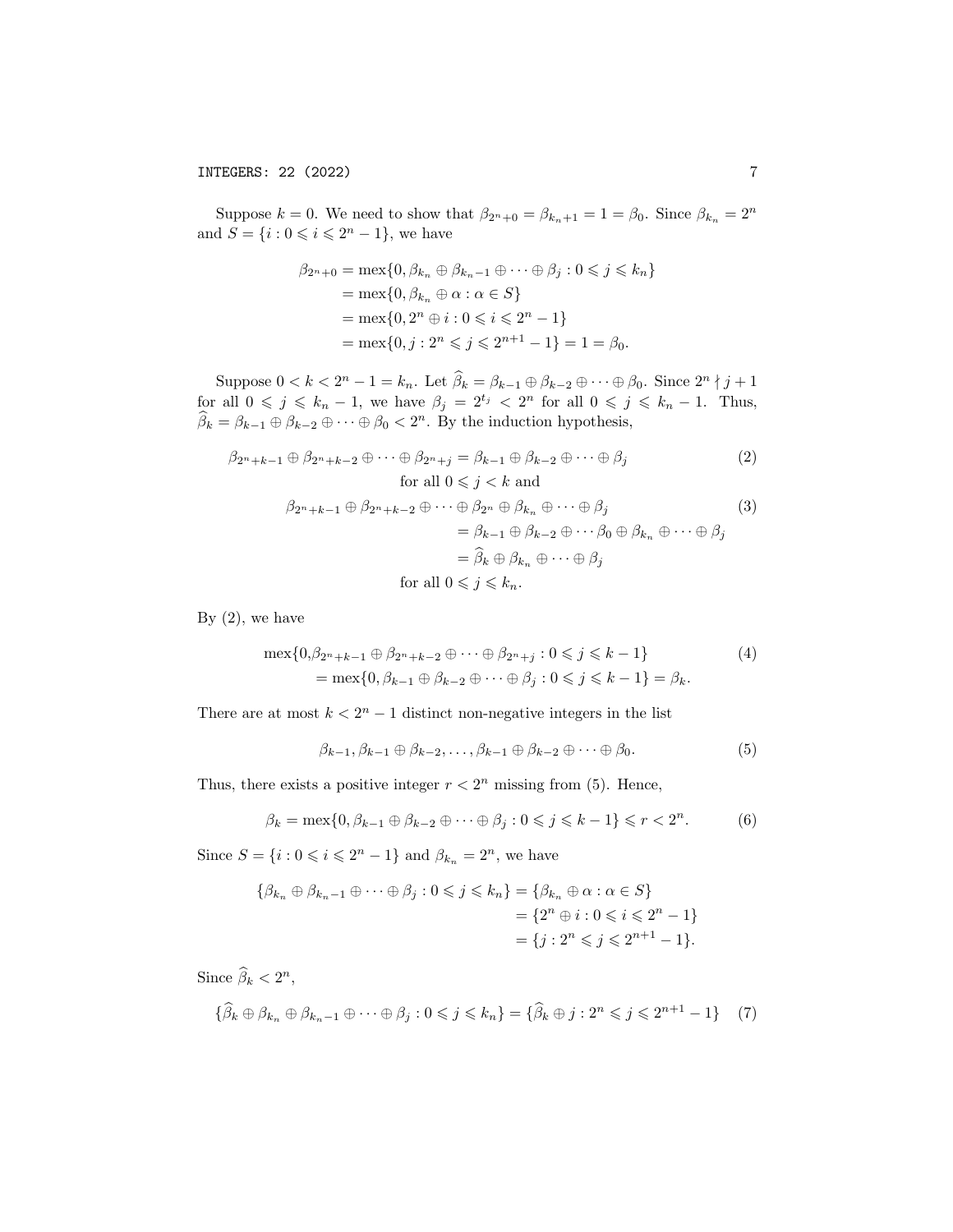Suppose $k = 0$. We need to show that $\beta_{2^n+0} = \beta_{k_n+1} = 1 = \beta_0$. Since $\beta_{k_n} = 2^n$ and $S = \{i : 0 \leqslant i \leqslant 2^n - 1\}$, we have

$$\begin{aligned}
\beta_{2^n+0} &= \operatorname{mex}\{0, \beta_{k_n} \oplus \beta_{k_n-1} \oplus \cdots \oplus \beta_j : 0 \leqslant j \leqslant k_n\} \\
&= \operatorname{mex}\{0, \beta_{k_n} \oplus \alpha : \alpha \in S\} \\
&= \operatorname{mex}\{0, 2^n \oplus i : 0 \leqslant i \leqslant 2^n - 1\} \\
&= \operatorname{mex}\{0, j : 2^n \leqslant j \leqslant 2^{n+1} - 1\} = 1 = \beta_0.
\end{aligned}$$

Suppose $0 < k < 2^n - 1 = k_n$. Let $\widehat{\beta}_k = \beta_{k-1} \oplus \beta_{k-2} \oplus \cdots \oplus \beta_0$. Since $2^n \nmid j+1$ for all $0 \leqslant j \leqslant k_n - 1$, we have $\beta_j = 2^{t_j} < 2^n$ for all $0 \leqslant j \leqslant k_n - 1$. Thus, $\widehat{\beta}_k = \beta_{k-1} \oplus \beta_{k-2} \oplus \cdots \oplus \beta_0 < 2^n$. By the induction hypothesis,

$$\beta_{2^n+k-1} \oplus \beta_{2^n+k-2} \oplus \cdots \oplus \beta_{2^n+j} = \beta_{k-1} \oplus \beta_{k-2} \oplus \cdots \oplus \beta_j \quad \text{for all } 0 \leqslant j < k \text{ and} \tag{2}$$

$$\begin{aligned}
\beta_{2^n+k-1} \oplus \beta_{2^n+k-2} \oplus \cdots \oplus \beta_{2^n} \oplus \beta_{k_n} \oplus \cdots \oplus \beta_j
&= \beta_{k-1} \oplus \beta_{k-2} \oplus \cdots \beta_0 \oplus \beta_{k_n} \oplus \cdots \oplus \beta_j \\
&= \widehat{\beta}_k \oplus \beta_{k_n} \oplus \cdots \oplus \beta_j \\
&\text{for all } 0 \leqslant j \leqslant k_n.
\end{aligned} \tag{3}$$

By (2), we have

$$\begin{aligned}
&\operatorname{mex}\{0, \beta_{2^n+k-1} \oplus \beta_{2^n+k-2} \oplus \cdots \oplus \beta_{2^n+j} : 0 \leqslant j \leqslant k-1\} \\
&\quad = \operatorname{mex}\{0, \beta_{k-1} \oplus \beta_{k-2} \oplus \cdots \oplus \beta_j : 0 \leqslant j \leqslant k-1\} = \beta_k.
\end{aligned} \tag{4}$$

There are at most $k < 2^n - 1$ distinct non-negative integers in the list

$$\beta_{k-1}, \beta_{k-1} \oplus \beta_{k-2}, \ldots, \beta_{k-1} \oplus \beta_{k-2} \oplus \cdots \oplus \beta_0. \tag{5}$$

Thus, there exists a positive integer $r < 2^n$ missing from (5). Hence,

$$\beta_k = \operatorname{mex}\{0, \beta_{k-1} \oplus \beta_{k-2} \oplus \cdots \oplus \beta_j : 0 \leqslant j \leqslant k-1\} \leqslant r < 2^n. \tag{6}$$

Since $S = \{i : 0 \leqslant i \leqslant 2^n - 1\}$ and $\beta_{k_n} = 2^n$, we have

$$\begin{aligned}
\{\beta_{k_n} \oplus \beta_{k_n-1} \oplus \cdots \oplus \beta_j : 0 \leqslant j \leqslant k_n\} &= \{\beta_{k_n} \oplus \alpha : \alpha \in S\} \\
&= \{2^n \oplus i : 0 \leqslant i \leqslant 2^n - 1\} \\
&= \{j : 2^n \leqslant j \leqslant 2^{n+1} - 1\}.
\end{aligned}$$

Since $\widehat{\beta}_k < 2^n$,

$$\{\widehat{\beta}_k \oplus \beta_{k_n} \oplus \beta_{k_n-1} \oplus \cdots \oplus \beta_j : 0 \leqslant j \leqslant k_n\} = \{\widehat{\beta}_k \oplus j : 2^n \leqslant j \leqslant 2^{n+1} - 1\} \tag{7}$$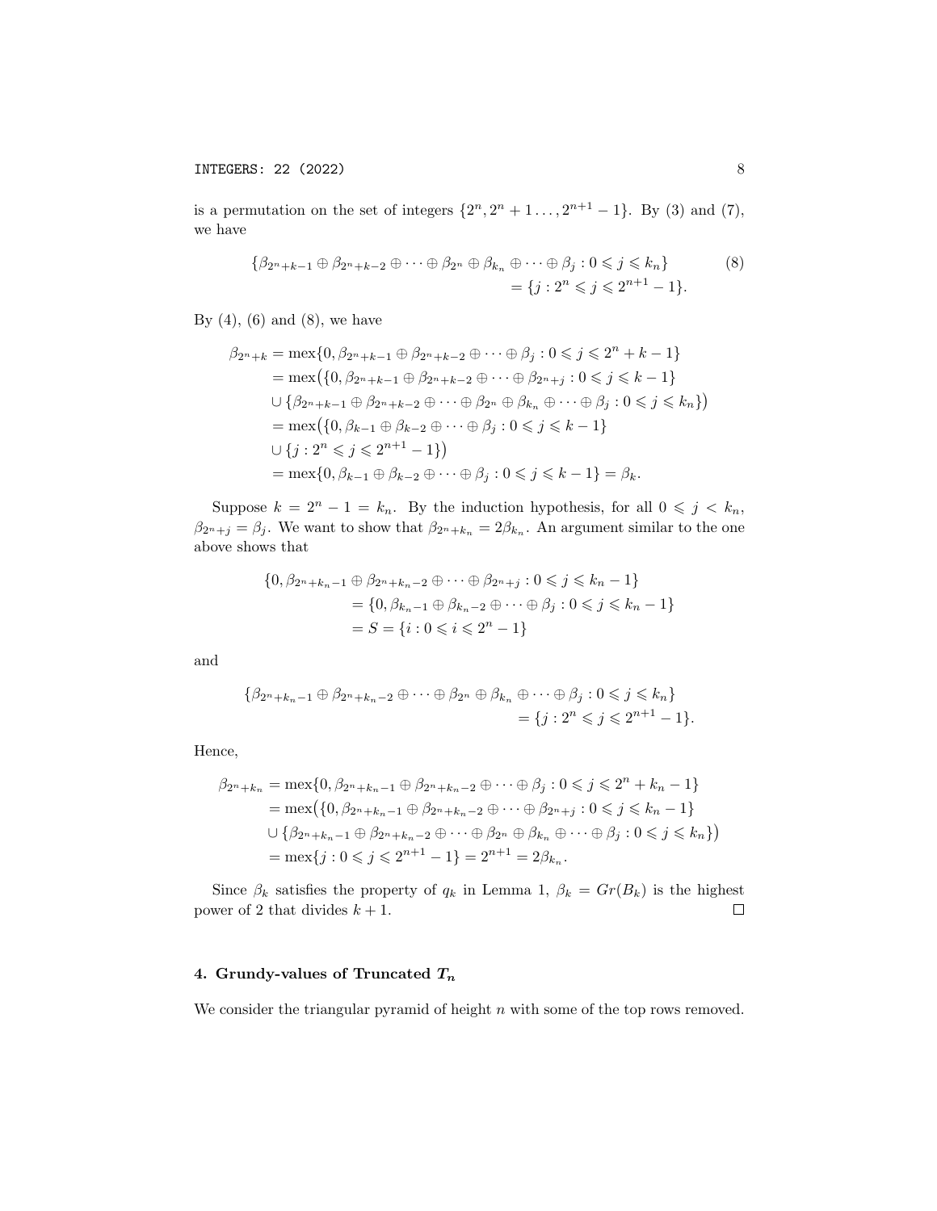is a permutation on the set of integers $\{2^n, 2^n+1\ldots, 2^{n+1}-1\}$. By (3) and (7), we have

$$\begin{aligned}\{\beta_{2^n+k-1} \oplus \beta_{2^n+k-2} \oplus \cdots \oplus \beta_{2^n} \oplus \beta_{k_n} \oplus \cdots \oplus \beta_j : 0 \leqslant j \leqslant k_n\} \\ = \{j : 2^n \leqslant j \leqslant 2^{n+1}-1\}.\end{aligned} \tag{8}$$

By (4), (6) and (8), we have

$$\begin{aligned}\beta_{2^n+k} &= \operatorname{mex}\{0, \beta_{2^n+k-1} \oplus \beta_{2^n+k-2} \oplus \cdots \oplus \beta_j : 0 \leqslant j \leqslant 2^n+k-1\} \\ &= \operatorname{mex}\big(\{0, \beta_{2^n+k-1} \oplus \beta_{2^n+k-2} \oplus \cdots \oplus \beta_{2^n+j} : 0 \leqslant j \leqslant k-1\} \\ &\cup \{\beta_{2^n+k-1} \oplus \beta_{2^n+k-2} \oplus \cdots \oplus \beta_{2^n} \oplus \beta_{k_n} \oplus \cdots \oplus \beta_j : 0 \leqslant j \leqslant k_n\}\big) \\ &= \operatorname{mex}\big(\{0, \beta_{k-1} \oplus \beta_{k-2} \oplus \cdots \oplus \beta_j : 0 \leqslant j \leqslant k-1\} \\ &\cup \{j : 2^n \leqslant j \leqslant 2^{n+1}-1\}\big) \\ &= \operatorname{mex}\{0, \beta_{k-1} \oplus \beta_{k-2} \oplus \cdots \oplus \beta_j : 0 \leqslant j \leqslant k-1\} = \beta_k.\end{aligned}$$

Suppose $k = 2^n - 1 = k_n$. By the induction hypothesis, for all $0 \leqslant j < k_n$, $\beta_{2^n+j} = \beta_j$. We want to show that $\beta_{2^n+k_n} = 2\beta_{k_n}$. An argument similar to the one above shows that

$$\begin{aligned}\{0, \beta_{2^n+k_n-1} \oplus \beta_{2^n+k_n-2} \oplus \cdots \oplus \beta_{2^n+j} : 0 \leqslant j \leqslant k_n-1\} \\ = \{0, \beta_{k_n-1} \oplus \beta_{k_n-2} \oplus \cdots \oplus \beta_j : 0 \leqslant j \leqslant k_n-1\} \\ = S = \{i : 0 \leqslant i \leqslant 2^n-1\}\end{aligned}$$

and

$$\begin{aligned}\{\beta_{2^n+k_n-1} \oplus \beta_{2^n+k_n-2} \oplus \cdots \oplus \beta_{2^n} \oplus \beta_{k_n} \oplus \cdots \oplus \beta_j : 0 \leqslant j \leqslant k_n\} \\ = \{j : 2^n \leqslant j \leqslant 2^{n+1}-1\}.\end{aligned}$$

Hence,

$$\begin{aligned}\beta_{2^n+k_n} &= \operatorname{mex}\{0, \beta_{2^n+k_n-1} \oplus \beta_{2^n+k_n-2} \oplus \cdots \oplus \beta_j : 0 \leqslant j \leqslant 2^n+k_n-1\} \\ &= \operatorname{mex}\big(\{0, \beta_{2^n+k_n-1} \oplus \beta_{2^n+k_n-2} \oplus \cdots \oplus \beta_{2^n+j} : 0 \leqslant j \leqslant k_n-1\} \\ &\cup \{\beta_{2^n+k_n-1} \oplus \beta_{2^n+k_n-2} \oplus \cdots \oplus \beta_{2^n} \oplus \beta_{k_n} \oplus \cdots \oplus \beta_j : 0 \leqslant j \leqslant k_n\}\big) \\ &= \operatorname{mex}\{j : 0 \leqslant j \leqslant 2^{n+1}-1\} = 2^{n+1} = 2\beta_{k_n}.\end{aligned}$$

Since $\beta_k$ satisfies the property of $q_k$ in Lemma 1, $\beta_k = Gr(B_k)$ is the highest power of 2 that divides $k+1$. $\square$

## 4. Grundy-values of Truncated $T_n$

We consider the triangular pyramid of height $n$ with some of the top rows removed.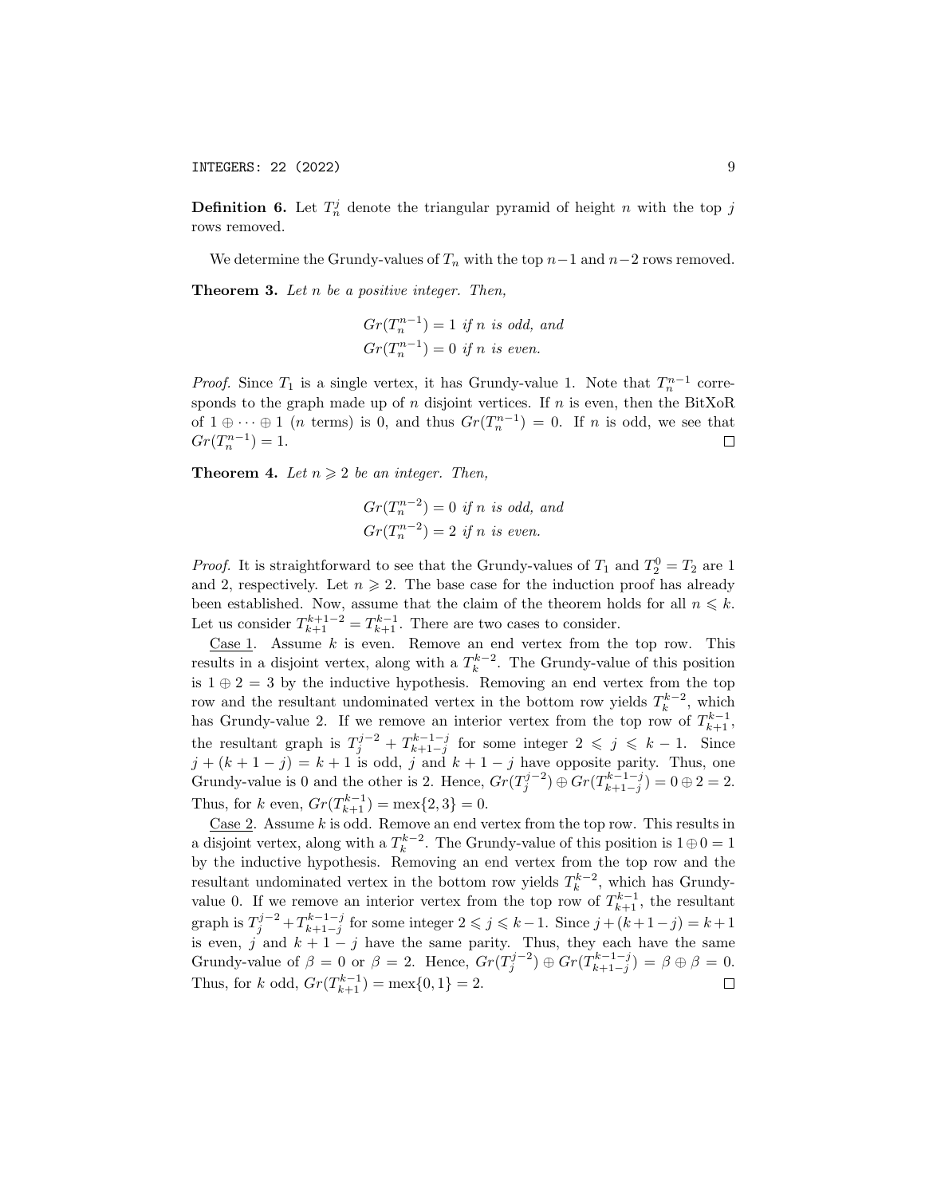**Definition 6.** Let $T_n^j$ denote the triangular pyramid of height $n$ with the top $j$ rows removed.

We determine the Grundy-values of $T_n$ with the top $n-1$ and $n-2$ rows removed.

**Theorem 3.** *Let $n$ be a positive integer. Then,*

$$Gr(T_n^{n-1}) = 1 \text{ if } n \text{ is odd, and}$$
$$Gr(T_n^{n-1}) = 0 \text{ if } n \text{ is even.}$$

*Proof.* Since $T_1$ is a single vertex, it has Grundy-value 1. Note that $T_n^{n-1}$ corresponds to the graph made up of $n$ disjoint vertices. If $n$ is even, then the BitXoR of $1 \oplus \cdots \oplus 1$ ($n$ terms) is 0, and thus $Gr(T_n^{n-1}) = 0$. If $n$ is odd, we see that $Gr(T_n^{n-1}) = 1$. $\square$

**Theorem 4.** *Let $n \geqslant 2$ be an integer. Then,*

$$Gr(T_n^{n-2}) = 0 \text{ if } n \text{ is odd, and}$$
$$Gr(T_n^{n-2}) = 2 \text{ if } n \text{ is even.}$$

*Proof.* It is straightforward to see that the Grundy-values of $T_1$ and $T_2^0 = T_2$ are 1 and 2, respectively. Let $n \geqslant 2$. The base case for the induction proof has already been established. Now, assume that the claim of the theorem holds for all $n \leqslant k$. Let us consider $T_{k+1}^{k+1-2} = T_{k+1}^{k-1}$. There are two cases to consider.

Case 1. Assume $k$ is even. Remove an end vertex from the top row. This results in a disjoint vertex, along with a $T_k^{k-2}$. The Grundy-value of this position is $1 \oplus 2 = 3$ by the inductive hypothesis. Removing an end vertex from the top row and the resultant undominated vertex in the bottom row yields $T_k^{k-2}$, which has Grundy-value 2. If we remove an interior vertex from the top row of $T_{k+1}^{k-1}$, the resultant graph is $T_j^{j-2} + T_{k+1-j}^{k-1-j}$ for some integer $2 \leqslant j \leqslant k-1$. Since $j + (k+1-j) = k+1$ is odd, $j$ and $k+1-j$ have opposite parity. Thus, one Grundy-value is 0 and the other is 2. Hence, $Gr(T_j^{j-2}) \oplus Gr(T_{k+1-j}^{k-1-j}) = 0 \oplus 2 = 2$. Thus, for $k$ even, $Gr(T_{k+1}^{k-1}) = \text{mex}\{2, 3\} = 0$.

Case 2. Assume $k$ is odd. Remove an end vertex from the top row. This results in a disjoint vertex, along with a $T_k^{k-2}$. The Grundy-value of this position is $1 \oplus 0 = 1$ by the inductive hypothesis. Removing an end vertex from the top row and the resultant undominated vertex in the bottom row yields $T_k^{k-2}$, which has Grundy-value 0. If we remove an interior vertex from the top row of $T_{k+1}^{k-1}$, the resultant graph is $T_j^{j-2} + T_{k+1-j}^{k-1-j}$ for some integer $2 \leqslant j \leqslant k-1$. Since $j + (k+1-j) = k+1$ is even, $j$ and $k+1-j$ have the same parity. Thus, they each have the same Grundy-value of $\beta = 0$ or $\beta = 2$. Hence, $Gr(T_j^{j-2}) \oplus Gr(T_{k+1-j}^{k-1-j}) = \beta \oplus \beta = 0$. Thus, for $k$ odd, $Gr(T_{k+1}^{k-1}) = \text{mex}\{0, 1\} = 2$. $\square$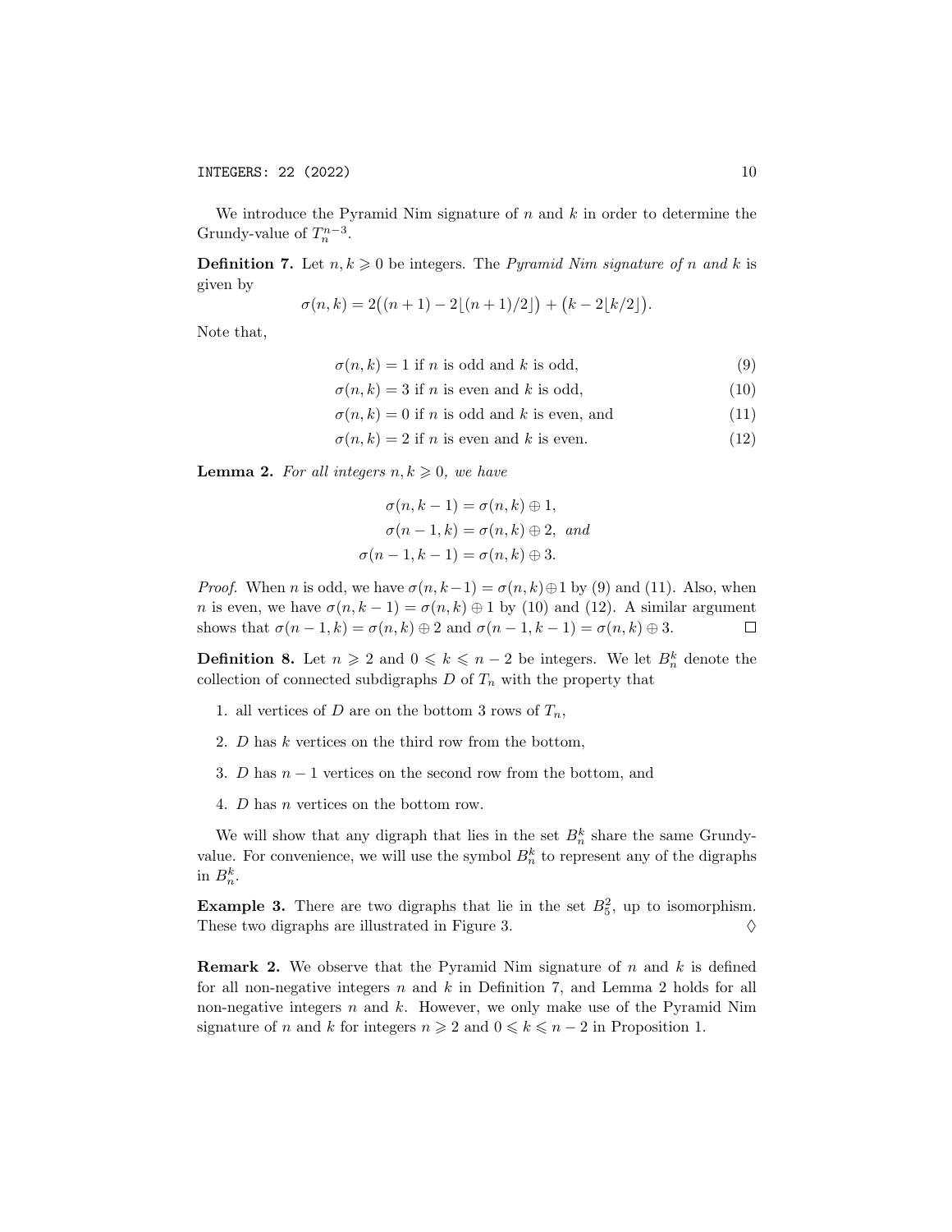We introduce the Pyramid Nim signature of $n$ and $k$ in order to determine the Grundy-value of $T_n^{n-3}$.

**Definition 7.** Let $n, k \geqslant 0$ be integers. The *Pyramid Nim signature of $n$ and $k$* is given by

$$\sigma(n,k) = 2\big((n+1) - 2\lfloor (n+1)/2 \rfloor\big) + \big(k - 2\lfloor k/2 \rfloor\big).$$

Note that,

$$\sigma(n,k) = 1 \text{ if } n \text{ is odd and } k \text{ is odd,} \tag{9}$$

$$\sigma(n,k) = 3 \text{ if } n \text{ is even and } k \text{ is odd,} \tag{10}$$

$$\sigma(n,k) = 0 \text{ if } n \text{ is odd and } k \text{ is even, and} \tag{11}$$

$$\sigma(n,k) = 2 \text{ if } n \text{ is even and } k \text{ is even.} \tag{12}$$

**Lemma 2.** *For all integers $n, k \geqslant 0$, we have*

$$\sigma(n, k-1) = \sigma(n,k) \oplus 1,$$
$$\sigma(n-1, k) = \sigma(n,k) \oplus 2, \text{ and}$$
$$\sigma(n-1, k-1) = \sigma(n,k) \oplus 3.$$

*Proof.* When $n$ is odd, we have $\sigma(n, k-1) = \sigma(n,k) \oplus 1$ by (9) and (11). Also, when $n$ is even, we have $\sigma(n, k-1) = \sigma(n,k) \oplus 1$ by (10) and (12). A similar argument shows that $\sigma(n-1, k) = \sigma(n,k) \oplus 2$ and $\sigma(n-1, k-1) = \sigma(n,k) \oplus 3$. □

**Definition 8.** Let $n \geqslant 2$ and $0 \leqslant k \leqslant n-2$ be integers. We let $B_n^k$ denote the collection of connected subdigraphs $D$ of $T_n$ with the property that

1. all vertices of $D$ are on the bottom 3 rows of $T_n$,
2. $D$ has $k$ vertices on the third row from the bottom,
3. $D$ has $n-1$ vertices on the second row from the bottom, and
4. $D$ has $n$ vertices on the bottom row.

We will show that any digraph that lies in the set $B_n^k$ share the same Grundy-value. For convenience, we will use the symbol $B_n^k$ to represent any of the digraphs in $B_n^k$.

**Example 3.** There are two digraphs that lie in the set $B_5^2$, up to isomorphism. These two digraphs are illustrated in Figure 3. ♢

**Remark 2.** We observe that the Pyramid Nim signature of $n$ and $k$ is defined for all non-negative integers $n$ and $k$ in Definition 7, and Lemma 2 holds for all non-negative integers $n$ and $k$. However, we only make use of the Pyramid Nim signature of $n$ and $k$ for integers $n \geqslant 2$ and $0 \leqslant k \leqslant n-2$ in Proposition 1.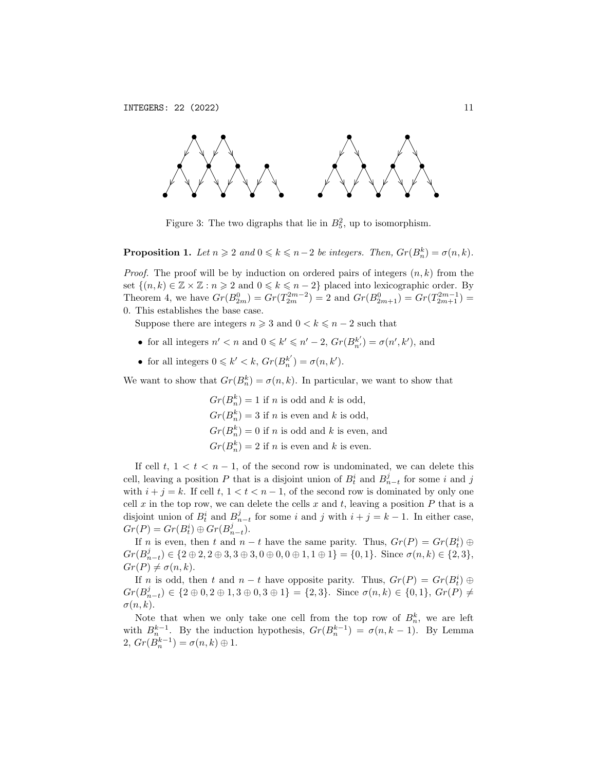Figure 3: The two digraphs that lie in $B_5^2$, up to isomorphism.

**Proposition 1.** *Let $n \geqslant 2$ and $0 \leqslant k \leqslant n-2$ be integers. Then, $Gr(B_n^k) = \sigma(n,k)$.*

*Proof.* The proof will be by induction on ordered pairs of integers $(n,k)$ from the set $\{(n,k) \in \mathbb{Z} \times \mathbb{Z} : n \geqslant 2 \text{ and } 0 \leqslant k \leqslant n-2\}$ placed into lexicographic order. By Theorem 4, we have $Gr(B_{2m}^0) = Gr(T_{2m}^{2m-2}) = 2$ and $Gr(B_{2m+1}^0) = Gr(T_{2m+1}^{2m-1}) = 0$. This establishes the base case.

Suppose there are integers $n \geqslant 3$ and $0 < k \leqslant n-2$ such that

- for all integers $n' < n$ and $0 \leqslant k' \leqslant n'-2$, $Gr(B_{n'}^{k'}) = \sigma(n',k')$, and
- for all integers $0 \leqslant k' < k$, $Gr(B_n^{k'}) = \sigma(n,k')$.

We want to show that $Gr(B_n^k) = \sigma(n,k)$. In particular, we want to show that

$$\begin{aligned}
&Gr(B_n^k) = 1 \text{ if } n \text{ is odd and } k \text{ is odd,}\\
&Gr(B_n^k) = 3 \text{ if } n \text{ is even and } k \text{ is odd,}\\
&Gr(B_n^k) = 0 \text{ if } n \text{ is odd and } k \text{ is even, and}\\
&Gr(B_n^k) = 2 \text{ if } n \text{ is even and } k \text{ is even.}
\end{aligned}$$

If cell $t$, $1 < t < n-1$, of the second row is undominated, we can delete this cell, leaving a position $P$ that is a disjoint union of $B_t^i$ and $B_{n-t}^j$ for some $i$ and $j$ with $i + j = k$. If cell $t$, $1 < t < n-1$, of the second row is dominated by only one cell $x$ in the top row, we can delete the cells $x$ and $t$, leaving a position $P$ that is a disjoint union of $B_t^i$ and $B_{n-t}^j$ for some $i$ and $j$ with $i + j = k-1$. In either case, $Gr(P) = Gr(B_t^i) \oplus Gr(B_{n-t}^j)$.

If $n$ is even, then $t$ and $n-t$ have the same parity. Thus, $Gr(P) = Gr(B_t^i) \oplus Gr(B_{n-t}^j) \in \{2 \oplus 2, 2 \oplus 3, 3 \oplus 3, 0 \oplus 0, 0 \oplus 1, 1 \oplus 1\} = \{0,1\}$. Since $\sigma(n,k) \in \{2,3\}$, $Gr(P) \neq \sigma(n,k)$.

If $n$ is odd, then $t$ and $n-t$ have opposite parity. Thus, $Gr(P) = Gr(B_t^i) \oplus Gr(B_{n-t}^j) \in \{2 \oplus 0, 2 \oplus 1, 3 \oplus 0, 3 \oplus 1\} = \{2,3\}$. Since $\sigma(n,k) \in \{0,1\}$, $Gr(P) \neq \sigma(n,k)$.

Note that when we only take one cell from the top row of $B_n^k$, we are left with $B_n^{k-1}$. By the induction hypothesis, $Gr(B_n^{k-1}) = \sigma(n,k-1)$. By Lemma 2, $Gr(B_n^{k-1}) = \sigma(n,k) \oplus 1$.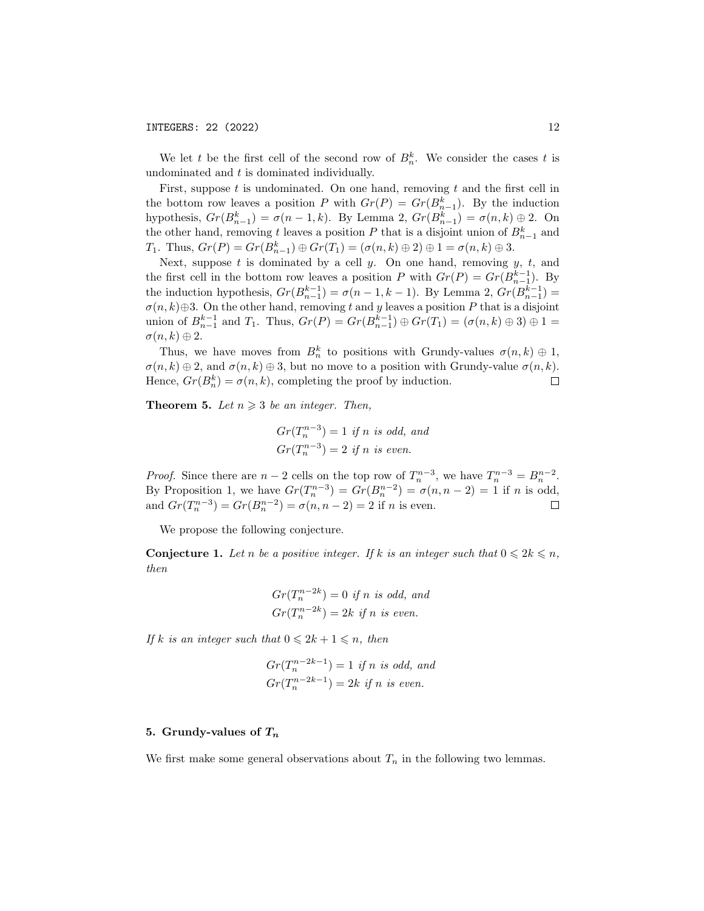We let $t$ be the first cell of the second row of $B_n^k$. We consider the cases $t$ is undominated and $t$ is dominated individually.

First, suppose $t$ is undominated. On one hand, removing $t$ and the first cell in the bottom row leaves a position $P$ with $Gr(P) = Gr(B_{n-1}^k)$. By the induction hypothesis, $Gr(B_{n-1}^k) = \sigma(n-1, k)$. By Lemma 2, $Gr(B_{n-1}^k) = \sigma(n, k) \oplus 2$. On the other hand, removing $t$ leaves a position $P$ that is a disjoint union of $B_{n-1}^k$ and $T_1$. Thus, $Gr(P) = Gr(B_{n-1}^k) \oplus Gr(T_1) = (\sigma(n, k) \oplus 2) \oplus 1 = \sigma(n, k) \oplus 3$.

Next, suppose $t$ is dominated by a cell $y$. On one hand, removing $y$, $t$, and the first cell in the bottom row leaves a position $P$ with $Gr(P) = Gr(B_{n-1}^{k-1})$. By the induction hypothesis, $Gr(B_{n-1}^{k-1}) = \sigma(n-1, k-1)$. By Lemma 2, $Gr(B_{n-1}^{k-1}) = \sigma(n, k) \oplus 3$. On the other hand, removing $t$ and $y$ leaves a position $P$ that is a disjoint union of $B_{n-1}^{k-1}$ and $T_1$. Thus, $Gr(P) = Gr(B_{n-1}^{k-1}) \oplus Gr(T_1) = (\sigma(n, k) \oplus 3) \oplus 1 = \sigma(n, k) \oplus 2$.

Thus, we have moves from $B_n^k$ to positions with Grundy-values $\sigma(n, k) \oplus 1$, $\sigma(n, k) \oplus 2$, and $\sigma(n, k) \oplus 3$, but no move to a position with Grundy-value $\sigma(n, k)$. Hence, $Gr(B_n^k) = \sigma(n, k)$, completing the proof by induction. □

**Theorem 5.** *Let $n \geqslant 3$ be an integer. Then,*

$$Gr(T_n^{n-3}) = 1 \text{ if } n \text{ is odd, and}$$
$$Gr(T_n^{n-3}) = 2 \text{ if } n \text{ is even.}$$

*Proof.* Since there are $n-2$ cells on the top row of $T_n^{n-3}$, we have $T_n^{n-3} = B_n^{n-2}$. By Proposition 1, we have $Gr(T_n^{n-3}) = Gr(B_n^{n-2}) = \sigma(n, n-2) = 1$ if $n$ is odd, and $Gr(T_n^{n-3}) = Gr(B_n^{n-2}) = \sigma(n, n-2) = 2$ if $n$ is even. □

We propose the following conjecture.

**Conjecture 1.** *Let $n$ be a positive integer. If $k$ is an integer such that $0 \leqslant 2k \leqslant n$, then*

$$Gr(T_n^{n-2k}) = 0 \text{ if } n \text{ is odd, and}$$
$$Gr(T_n^{n-2k}) = 2k \text{ if } n \text{ is even.}$$

*If $k$ is an integer such that $0 \leqslant 2k+1 \leqslant n$, then*

$$Gr(T_n^{n-2k-1}) = 1 \text{ if } n \text{ is odd, and}$$
$$Gr(T_n^{n-2k-1}) = 2k \text{ if } n \text{ is even.}$$

## 5. Grundy-values of $T_n$

We first make some general observations about $T_n$ in the following two lemmas.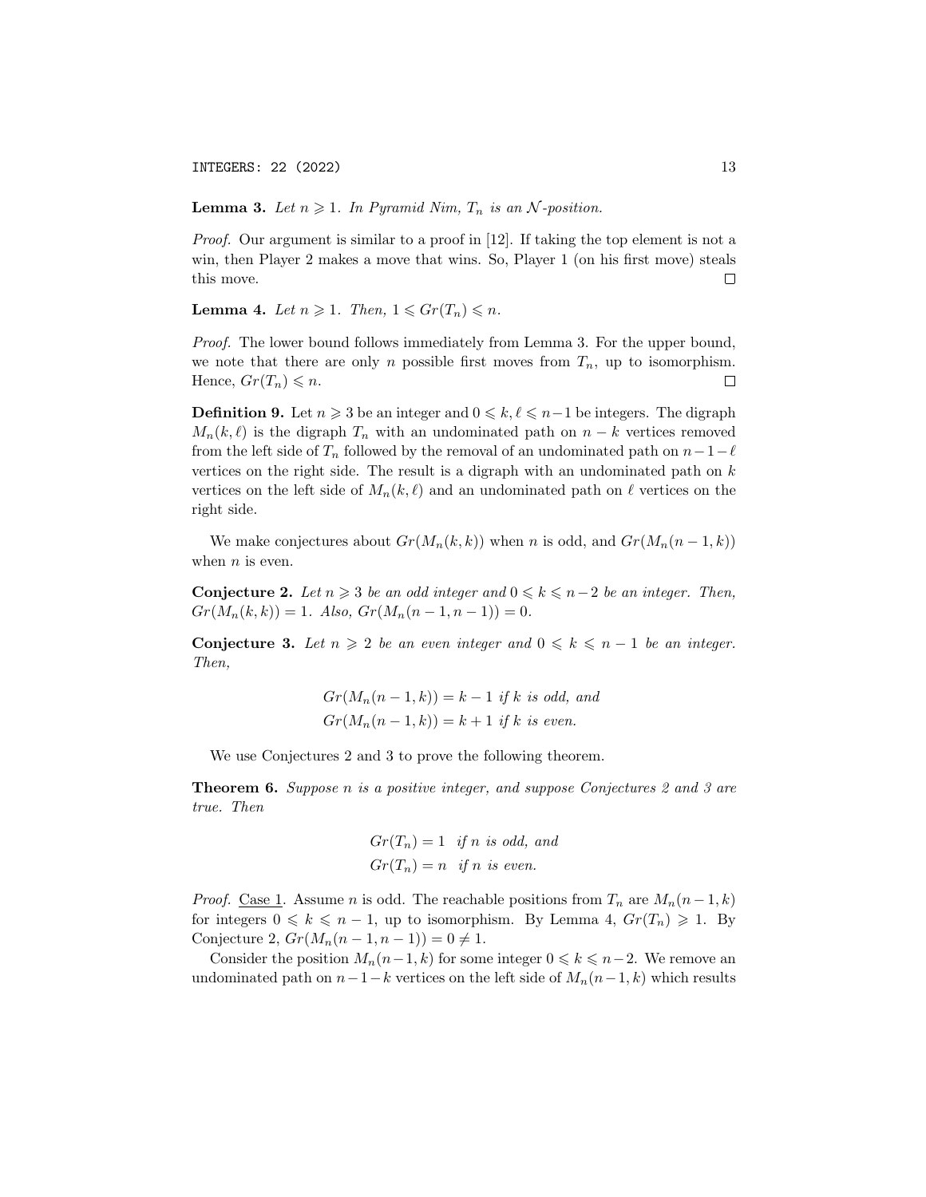**Lemma 3.** *Let $n \geqslant 1$. In Pyramid Nim, $T_n$ is an $\mathcal{N}$-position.*

*Proof.* Our argument is similar to a proof in [12]. If taking the top element is not a win, then Player 2 makes a move that wins. So, Player 1 (on his first move) steals this move. □

**Lemma 4.** *Let $n \geqslant 1$. Then, $1 \leqslant Gr(T_n) \leqslant n$.*

*Proof.* The lower bound follows immediately from Lemma 3. For the upper bound, we note that there are only $n$ possible first moves from $T_n$, up to isomorphism. Hence, $Gr(T_n) \leqslant n$. □

**Definition 9.** Let $n \geqslant 3$ be an integer and $0 \leqslant k, \ell \leqslant n-1$ be integers. The digraph $M_n(k, \ell)$ is the digraph $T_n$ with an undominated path on $n-k$ vertices removed from the left side of $T_n$ followed by the removal of an undominated path on $n-1-\ell$ vertices on the right side. The result is a digraph with an undominated path on $k$ vertices on the left side of $M_n(k, \ell)$ and an undominated path on $\ell$ vertices on the right side.

We make conjectures about $Gr(M_n(k, k))$ when $n$ is odd, and $Gr(M_n(n-1, k))$ when $n$ is even.

**Conjecture 2.** *Let $n \geqslant 3$ be an odd integer and $0 \leqslant k \leqslant n-2$ be an integer. Then, $Gr(M_n(k, k)) = 1$. Also, $Gr(M_n(n-1, n-1)) = 0$.*

**Conjecture 3.** *Let $n \geqslant 2$ be an even integer and $0 \leqslant k \leqslant n-1$ be an integer. Then,*

$$Gr(M_n(n-1, k)) = k-1 \text{ if } k \text{ is odd, and}$$
$$Gr(M_n(n-1, k)) = k+1 \text{ if } k \text{ is even.}$$

We use Conjectures 2 and 3 to prove the following theorem.

**Theorem 6.** *Suppose $n$ is a positive integer, and suppose Conjectures 2 and 3 are true. Then*

$$Gr(T_n) = 1 \text{ if } n \text{ is odd, and}$$
$$Gr(T_n) = n \text{ if } n \text{ is even.}$$

*Proof.* Case 1. Assume $n$ is odd. The reachable positions from $T_n$ are $M_n(n-1, k)$ for integers $0 \leqslant k \leqslant n-1$, up to isomorphism. By Lemma 4, $Gr(T_n) \geqslant 1$. By Conjecture 2, $Gr(M_n(n-1, n-1)) = 0 \neq 1$.

Consider the position $M_n(n-1, k)$ for some integer $0 \leqslant k \leqslant n-2$. We remove an undominated path on $n-1-k$ vertices on the left side of $M_n(n-1, k)$ which results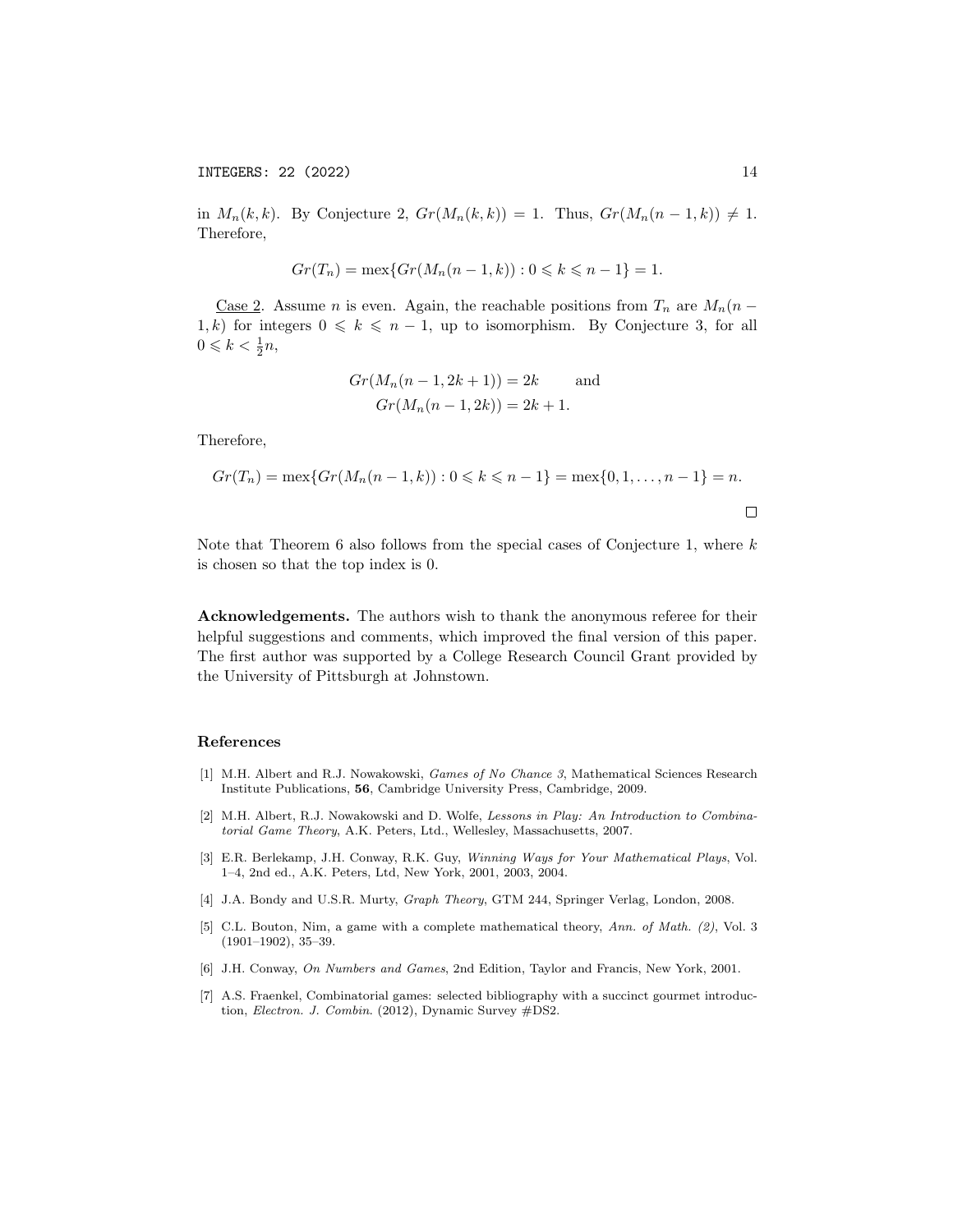in $M_n(k,k)$. By Conjecture 2, $Gr(M_n(k,k)) = 1$. Thus, $Gr(M_n(n-1,k)) \neq 1$. Therefore,

$$Gr(T_n) = \text{mex}\{Gr(M_n(n-1,k)) : 0 \leqslant k \leqslant n-1\} = 1.$$

Case 2. Assume $n$ is even. Again, the reachable positions from $T_n$ are $M_n(n-1,k)$ for integers $0 \leqslant k \leqslant n-1$, up to isomorphism. By Conjecture 3, for all $0 \leqslant k < \frac{1}{2}n$,

$$Gr(M_n(n-1,2k+1)) = 2k \qquad \text{and}$$
$$Gr(M_n(n-1,2k)) = 2k+1.$$

Therefore,

$$Gr(T_n) = \text{mex}\{Gr(M_n(n-1,k)) : 0 \leqslant k \leqslant n-1\} = \text{mex}\{0,1,\ldots,n-1\} = n.$$

□

Note that Theorem 6 also follows from the special cases of Conjecture 1, where $k$ is chosen so that the top index is 0.

**Acknowledgements.** The authors wish to thank the anonymous referee for their helpful suggestions and comments, which improved the final version of this paper. The first author was supported by a College Research Council Grant provided by the University of Pittsburgh at Johnstown.

## References

[1] M.H. Albert and R.J. Nowakowski, *Games of No Chance 3*, Mathematical Sciences Research Institute Publications, **56**, Cambridge University Press, Cambridge, 2009.

[2] M.H. Albert, R.J. Nowakowski and D. Wolfe, *Lessons in Play: An Introduction to Combinatorial Game Theory*, A.K. Peters, Ltd., Wellesley, Massachusetts, 2007.

[3] E.R. Berlekamp, J.H. Conway, R.K. Guy, *Winning Ways for Your Mathematical Plays*, Vol. 1–4, 2nd ed., A.K. Peters, Ltd, New York, 2001, 2003, 2004.

[4] J.A. Bondy and U.S.R. Murty, *Graph Theory*, GTM 244, Springer Verlag, London, 2008.

[5] C.L. Bouton, Nim, a game with a complete mathematical theory, *Ann. of Math. (2)*, Vol. 3 (1901–1902), 35–39.

[6] J.H. Conway, *On Numbers and Games*, 2nd Edition, Taylor and Francis, New York, 2001.

[7] A.S. Fraenkel, Combinatorial games: selected bibliography with a succinct gourmet introduction, *Electron. J. Combin.* (2012), Dynamic Survey #DS2.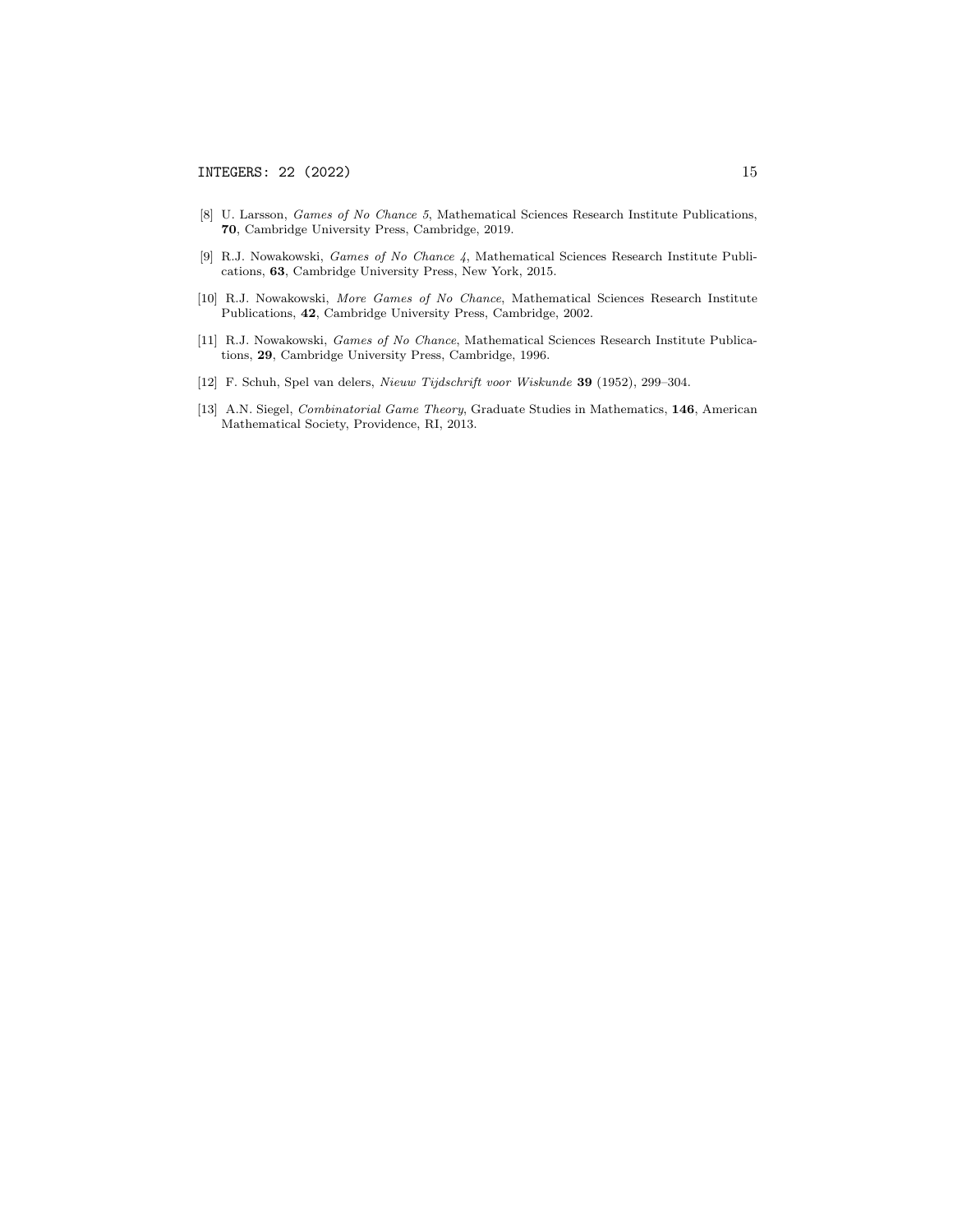[8] U. Larsson, *Games of No Chance 5*, Mathematical Sciences Research Institute Publications, **70**, Cambridge University Press, Cambridge, 2019.

[9] R.J. Nowakowski, *Games of No Chance 4*, Mathematical Sciences Research Institute Publications, **63**, Cambridge University Press, New York, 2015.

[10] R.J. Nowakowski, *More Games of No Chance*, Mathematical Sciences Research Institute Publications, **42**, Cambridge University Press, Cambridge, 2002.

[11] R.J. Nowakowski, *Games of No Chance*, Mathematical Sciences Research Institute Publications, **29**, Cambridge University Press, Cambridge, 1996.

[12] F. Schuh, Spel van delers, *Nieuw Tijdschrift voor Wiskunde* **39** (1952), 299–304.

[13] A.N. Siegel, *Combinatorial Game Theory*, Graduate Studies in Mathematics, **146**, American Mathematical Society, Providence, RI, 2013.